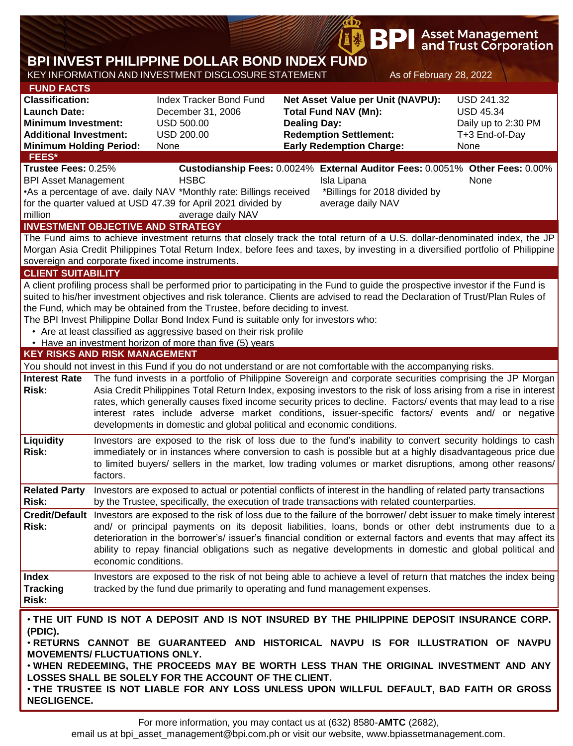BPI Asset Management and Trust Corporation

# BPI INVEST PHILIPPINE DOLLAR BOND INDEX FUND

KEY INFORMATION AND INVESTMENT DISCLOSURE STATEMENT

As of February 28, 2022

## FUND FACTS

| | | | |
|---|---|---|---|
| **Classification:** | Index Tracker Bond Fund | **Net Asset Value per Unit (NAVPU):** | USD 241.32 |
| **Launch Date:** | December 31, 2006 | **Total Fund NAV (Mn):** | USD 45.34 |
| **Minimum Investment:** | USD 500.00 | **Dealing Day:** | Daily up to 2:30 PM |
| **Additional Investment:** | USD 200.00 | **Redemption Settlement:** | T+3 End-of-Day |
| **Minimum Holding Period:** | None | **Early Redemption Charge:** | None |

## FEES*

| **Trustee Fees:** 0.25% | **Custodianship Fees:** 0.0024% | **External Auditor Fees:** 0.0051% | **Other Fees:** 0.00% |
|---|---|---|---|
| BPI Asset Management | HSBC | Isla Lipana | None |
| •As a percentage of ave. daily NAV for the quarter valued at USD 47.39 million | *Monthly rate: Billings received for April 2021 divided by average daily NAV | *Billings for 2018 divided by average daily NAV | |

## INVESTMENT OBJECTIVE AND STRATEGY

The Fund aims to achieve investment returns that closely track the total return of a U.S. dollar-denominated index, the JP Morgan Asia Credit Philippines Total Return Index, before fees and taxes, by investing in a diversified portfolio of Philippine sovereign and corporate fixed income instruments.

## CLIENT SUITABILITY

A client profiling process shall be performed prior to participating in the Fund to guide the prospective investor if the Fund is suited to his/her investment objectives and risk tolerance. Clients are advised to read the Declaration of Trust/Plan Rules of the Fund, which may be obtained from the Trustee, before deciding to invest.

The BPI Invest Philippine Dollar Bond Index Fund is suitable only for investors who:

- Are at least classified as aggressive based on their risk profile
- Have an investment horizon of more than five (5) years

## KEY RISKS AND RISK MANAGEMENT

You should not invest in this Fund if you do not understand or are not comfortable with the accompanying risks.

| | |
|---|---|
| **Interest Rate Risk:** | The fund invests in a portfolio of Philippine Sovereign and corporate securities comprising the JP Morgan Asia Credit Philippines Total Return Index, exposing investors to the risk of loss arising from a rise in interest rates, which generally causes fixed income security prices to decline. Factors/ events that may lead to a rise interest rates include adverse market conditions, issuer-specific factors/ events and/ or negative developments in domestic and global political and economic conditions. |
| **Liquidity Risk:** | Investors are exposed to the risk of loss due to the fund's inability to convert security holdings to cash immediately or in instances where conversion to cash is possible but at a highly disadvantageous price due to limited buyers/ sellers in the market, low trading volumes or market disruptions, among other reasons/ factors. |
| **Related Party Risk:** | Investors are exposed to actual or potential conflicts of interest in the handling of related party transactions by the Trustee, specifically, the execution of trade transactions with related counterparties. |
| **Credit/Default Risk:** | Investors are exposed to the risk of loss due to the failure of the borrower/ debt issuer to make timely interest and/ or principal payments on its deposit liabilities, loans, bonds or other debt instruments due to a deterioration in the borrower's/ issuer's financial condition or external factors and events that may affect its ability to repay financial obligations such as negative developments in domestic and global political and economic conditions. |
| **Index Tracking Risk:** | Investors are exposed to the risk of not being able to achieve a level of return that matches the index being tracked by the fund due primarily to operating and fund management expenses. |

**• THE UIT FUND IS NOT A DEPOSIT AND IS NOT INSURED BY THE PHILIPPINE DEPOSIT INSURANCE CORP. (PDIC).**

**• RETURNS CANNOT BE GUARANTEED AND HISTORICAL NAVPU IS FOR ILLUSTRATION OF NAVPU MOVEMENTS/ FLUCTUATIONS ONLY.**

**• WHEN REDEEMING, THE PROCEEDS MAY BE WORTH LESS THAN THE ORIGINAL INVESTMENT AND ANY LOSSES SHALL BE SOLELY FOR THE ACCOUNT OF THE CLIENT.**

**• THE TRUSTEE IS NOT LIABLE FOR ANY LOSS UNLESS UPON WILLFUL DEFAULT, BAD FAITH OR GROSS NEGLIGENCE.**

For more information, you may contact us at (632) 8580-**AMTC** (2682), email us at bpi_asset_management@bpi.com.ph or visit our website, www.bpiassetmanagement.com.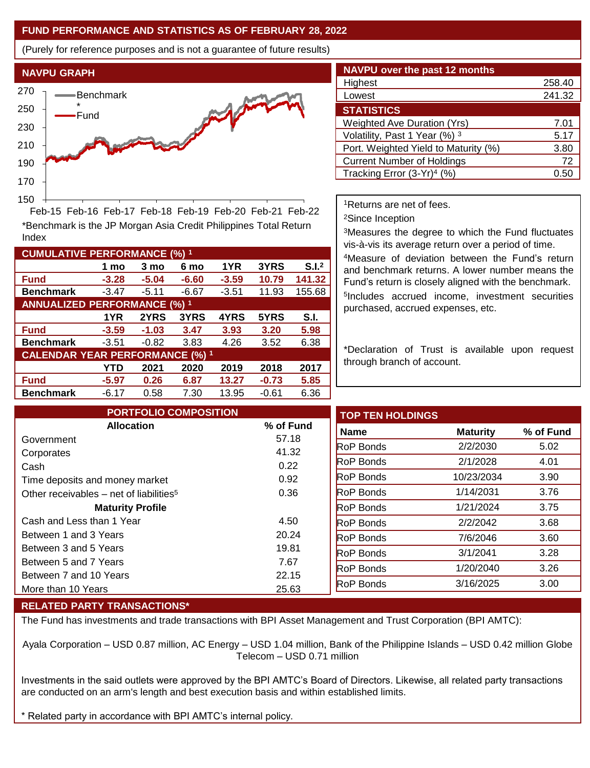## FUND PERFORMANCE AND STATISTICS AS OF FEBRUARY 28, 2022

(Purely for reference purposes and is not a guarantee of future results)

### NAVPU GRAPH

*Benchmark is the JP Morgan Asia Credit Philippines Total Return Index

### NAVPU over the past 12 months

| | |
|---|---|
| Highest | 258.40 |
| Lowest | 241.32 |

### STATISTICS

| | |
|---|---|
| Weighted Ave Duration (Yrs) | 7.01 |
| Volatility, Past 1 Year (%) [3] | 5.17 |
| Port. Weighted Yield to Maturity (%) | 3.80 |
| Current Number of Holdings | 72 |
| Tracking Error (3-Yr)[4] (%) | 0.50 |

[1]Returns are net of fees.

[2]Since Inception

[3]Measures the degree to which the Fund fluctuates vis-à-vis its average return over a period of time.

[4]Measure of deviation between the Fund's return and benchmark returns. A lower number means the Fund's return is closely aligned with the benchmark.

[5]Includes accrued income, investment securities purchased, accrued expenses, etc.

*Declaration of Trust is available upon request through branch of account.

### CUMULATIVE PERFORMANCE (%) [1]

| | 1 mo | 3 mo | 6 mo | 1YR | 3YRS | S.I.[2] |
|---|---|---|---|---|---|---|
| **Fund** | **-3.28** | **-5.04** | **-6.60** | **-3.59** | **10.79** | **141.32** |
| **Benchmark** | -3.47 | -5.11 | -6.67 | -3.51 | 11.93 | 155.68 |

### ANNUALIZED PERFORMANCE (%) [1]

| | 1YR | 2YRS | 3YRS | 4YRS | 5YRS | S.I. |
|---|---|---|---|---|---|---|
| **Fund** | **-3.59** | **-1.03** | **3.47** | **3.93** | **3.20** | **5.98** |
| **Benchmark** | -3.51 | -0.82 | 3.83 | 4.26 | 3.52 | 6.38 |

### CALENDAR YEAR PERFORMANCE (%) [1]

| | YTD | 2021 | 2020 | 2019 | 2018 | 2017 |
|---|---|---|---|---|---|---|
| **Fund** | **-5.97** | **0.26** | **6.87** | **13.27** | **-0.73** | **5.85** |
| **Benchmark** | -6.17 | 0.58 | 7.30 | 13.95 | -0.61 | 6.36 |

### PORTFOLIO COMPOSITION

| Allocation | % of Fund |
|---|---|
| Government | 57.18 |
| Corporates | 41.32 |
| Cash | 0.22 |
| Time deposits and money market | 0.92 |
| Other receivables – net of liabilities[5] | 0.36 |
| **Maturity Profile** | |
| Cash and Less than 1 Year | 4.50 |
| Between 1 and 3 Years | 20.24 |
| Between 3 and 5 Years | 19.81 |
| Between 5 and 7 Years | 7.67 |
| Between 7 and 10 Years | 22.15 |
| More than 10 Years | 25.63 |

### TOP TEN HOLDINGS

| Name | Maturity | % of Fund |
|---|---|---|
| RoP Bonds | 2/2/2030 | 5.02 |
| RoP Bonds | 2/1/2028 | 4.01 |
| RoP Bonds | 10/23/2034 | 3.90 |
| RoP Bonds | 1/14/2031 | 3.76 |
| RoP Bonds | 1/21/2024 | 3.75 |
| RoP Bonds | 2/2/2042 | 3.68 |
| RoP Bonds | 7/6/2046 | 3.60 |
| RoP Bonds | 3/1/2041 | 3.28 |
| RoP Bonds | 1/20/2040 | 3.26 |
| RoP Bonds | 3/16/2025 | 3.00 |

### RELATED PARTY TRANSACTIONS*

The Fund has investments and trade transactions with BPI Asset Management and Trust Corporation (BPI AMTC):

Ayala Corporation – USD 0.87 million, AC Energy – USD 1.04 million, Bank of the Philippine Islands – USD 0.42 million Globe Telecom – USD 0.71 million

Investments in the said outlets were approved by the BPI AMTC's Board of Directors. Likewise, all related party transactions are conducted on an arm's length and best execution basis and within established limits.

* Related party in accordance with BPI AMTC's internal policy.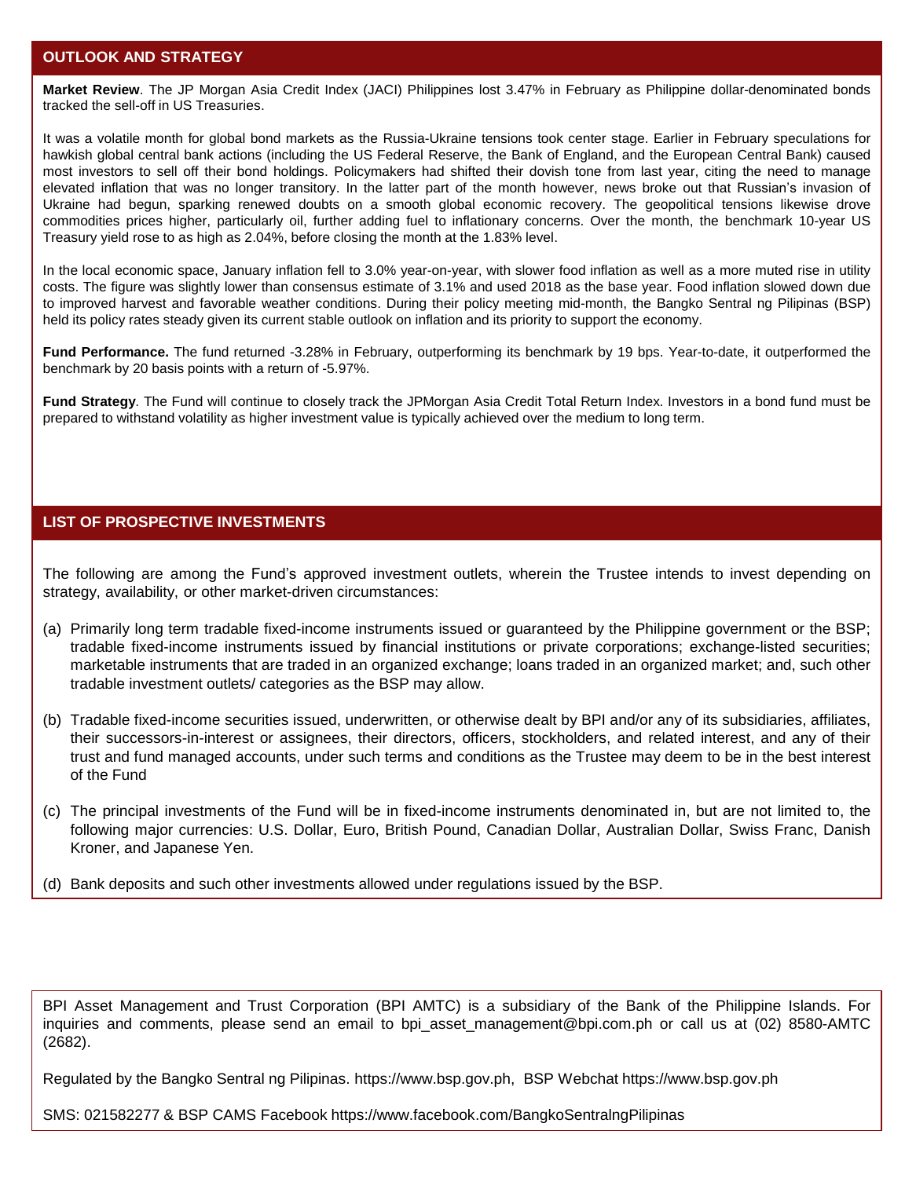## OUTLOOK AND STRATEGY

**Market Review**. The JP Morgan Asia Credit Index (JACI) Philippines lost 3.47% in February as Philippine dollar-denominated bonds tracked the sell-off in US Treasuries.

It was a volatile month for global bond markets as the Russia-Ukraine tensions took center stage. Earlier in February speculations for hawkish global central bank actions (including the US Federal Reserve, the Bank of England, and the European Central Bank) caused most investors to sell off their bond holdings. Policymakers had shifted their dovish tone from last year, citing the need to manage elevated inflation that was no longer transitory. In the latter part of the month however, news broke out that Russian's invasion of Ukraine had begun, sparking renewed doubts on a smooth global economic recovery. The geopolitical tensions likewise drove commodities prices higher, particularly oil, further adding fuel to inflationary concerns. Over the month, the benchmark 10-year US Treasury yield rose to as high as 2.04%, before closing the month at the 1.83% level.

In the local economic space, January inflation fell to 3.0% year-on-year, with slower food inflation as well as a more muted rise in utility costs. The figure was slightly lower than consensus estimate of 3.1% and used 2018 as the base year. Food inflation slowed down due to improved harvest and favorable weather conditions. During their policy meeting mid-month, the Bangko Sentral ng Pilipinas (BSP) held its policy rates steady given its current stable outlook on inflation and its priority to support the economy.

**Fund Performance.** The fund returned -3.28% in February, outperforming its benchmark by 19 bps. Year-to-date, it outperformed the benchmark by 20 basis points with a return of -5.97%.

**Fund Strategy**. The Fund will continue to closely track the JPMorgan Asia Credit Total Return Index. Investors in a bond fund must be prepared to withstand volatility as higher investment value is typically achieved over the medium to long term.

## LIST OF PROSPECTIVE INVESTMENTS

The following are among the Fund's approved investment outlets, wherein the Trustee intends to invest depending on strategy, availability, or other market-driven circumstances:

(a) Primarily long term tradable fixed-income instruments issued or guaranteed by the Philippine government or the BSP; tradable fixed-income instruments issued by financial institutions or private corporations; exchange-listed securities; marketable instruments that are traded in an organized exchange; loans traded in an organized market; and, such other tradable investment outlets/ categories as the BSP may allow.

(b) Tradable fixed-income securities issued, underwritten, or otherwise dealt by BPI and/or any of its subsidiaries, affiliates, their successors-in-interest or assignees, their directors, officers, stockholders, and related interest, and any of their trust and fund managed accounts, under such terms and conditions as the Trustee may deem to be in the best interest of the Fund

(c) The principal investments of the Fund will be in fixed-income instruments denominated in, but are not limited to, the following major currencies: U.S. Dollar, Euro, British Pound, Canadian Dollar, Australian Dollar, Swiss Franc, Danish Kroner, and Japanese Yen.

(d) Bank deposits and such other investments allowed under regulations issued by the BSP.

BPI Asset Management and Trust Corporation (BPI AMTC) is a subsidiary of the Bank of the Philippine Islands. For inquiries and comments, please send an email to bpi_asset_management@bpi.com.ph or call us at (02) 8580-AMTC (2682).

Regulated by the Bangko Sentral ng Pilipinas. https://www.bsp.gov.ph, BSP Webchat https://www.bsp.gov.ph

SMS: 021582277 & BSP CAMS Facebook https://www.facebook.com/BangkoSentralngPilipinas